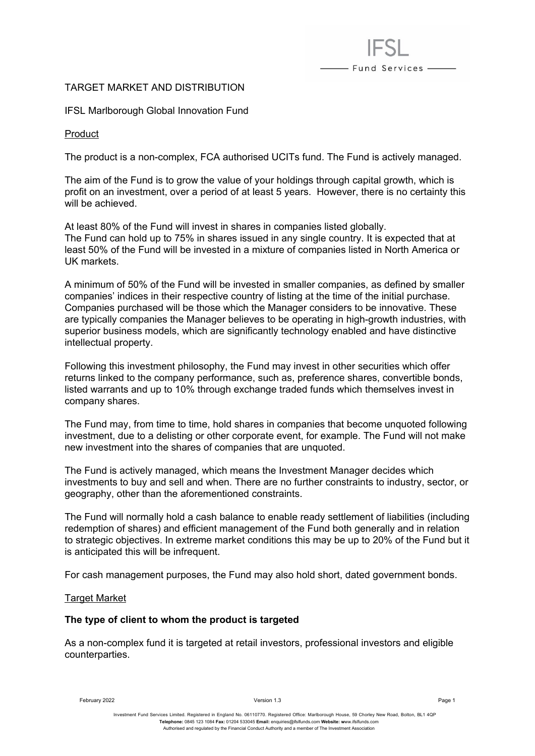# TARGET MARKET AND DISTRIBUTION

## IFSL Marlborough Global Innovation Fund

### Product

The product is a non-complex, FCA authorised UCITs fund. The Fund is actively managed.

The aim of the Fund is to grow the value of your holdings through capital growth, which is profit on an investment, over a period of at least 5 years. However, there is no certainty this will be achieved.

At least 80% of the Fund will invest in shares in companies listed globally.
The Fund can hold up to 75% in shares issued in any single country. It is expected that at least 50% of the Fund will be invested in a mixture of companies listed in North America or UK markets.

A minimum of 50% of the Fund will be invested in smaller companies, as defined by smaller companies' indices in their respective country of listing at the time of the initial purchase. Companies purchased will be those which the Manager considers to be innovative. These are typically companies the Manager believes to be operating in high-growth industries, with superior business models, which are significantly technology enabled and have distinctive intellectual property.

Following this investment philosophy, the Fund may invest in other securities which offer returns linked to the company performance, such as, preference shares, convertible bonds, listed warrants and up to 10% through exchange traded funds which themselves invest in company shares.

The Fund may, from time to time, hold shares in companies that become unquoted following investment, due to a delisting or other corporate event, for example. The Fund will not make new investment into the shares of companies that are unquoted.

The Fund is actively managed, which means the Investment Manager decides which investments to buy and sell and when. There are no further constraints to industry, sector, or geography, other than the aforementioned constraints.

The Fund will normally hold a cash balance to enable ready settlement of liabilities (including redemption of shares) and efficient management of the Fund both generally and in relation to strategic objectives. In extreme market conditions this may be up to 20% of the Fund but it is anticipated this will be infrequent.

For cash management purposes, the Fund may also hold short, dated government bonds.

### Target Market

**The type of client to whom the product is targeted**

As a non-complex fund it is targeted at retail investors, professional investors and eligible counterparties.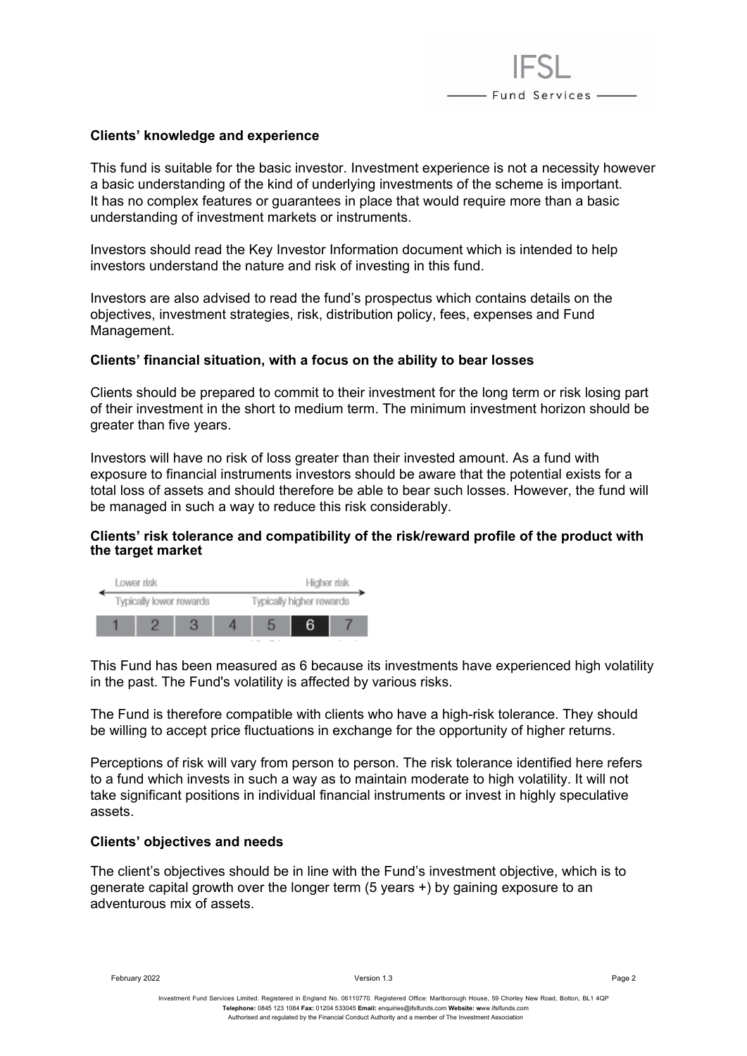**Clients' knowledge and experience**

This fund is suitable for the basic investor. Investment experience is not a necessity however a basic understanding of the kind of underlying investments of the scheme is important. It has no complex features or guarantees in place that would require more than a basic understanding of investment markets or instruments.

Investors should read the Key Investor Information document which is intended to help investors understand the nature and risk of investing in this fund.

Investors are also advised to read the fund's prospectus which contains details on the objectives, investment strategies, risk, distribution policy, fees, expenses and Fund Management.

**Clients' financial situation, with a focus on the ability to bear losses**

Clients should be prepared to commit to their investment for the long term or risk losing part of their investment in the short to medium term. The minimum investment horizon should be greater than five years.

Investors will have no risk of loss greater than their invested amount. As a fund with exposure to financial instruments investors should be aware that the potential exists for a total loss of assets and should therefore be able to bear such losses. However, the fund will be managed in such a way to reduce this risk considerably.

**Clients' risk tolerance and compatibility of the risk/reward profile of the product with the target market**

Lower risk
Higher risk
Typically lower rewards
Typically higher rewards
1 2 3 4 5 6 7

This Fund has been measured as 6 because its investments have experienced high volatility in the past. The Fund's volatility is affected by various risks.

The Fund is therefore compatible with clients who have a high-risk tolerance. They should be willing to accept price fluctuations in exchange for the opportunity of higher returns.

Perceptions of risk will vary from person to person. The risk tolerance identified here refers to a fund which invests in such a way as to maintain moderate to high volatility. It will not take significant positions in individual financial instruments or invest in highly speculative assets.

**Clients' objectives and needs**

The client's objectives should be in line with the Fund's investment objective, which is to generate capital growth over the longer term (5 years +) by gaining exposure to an adventurous mix of assets.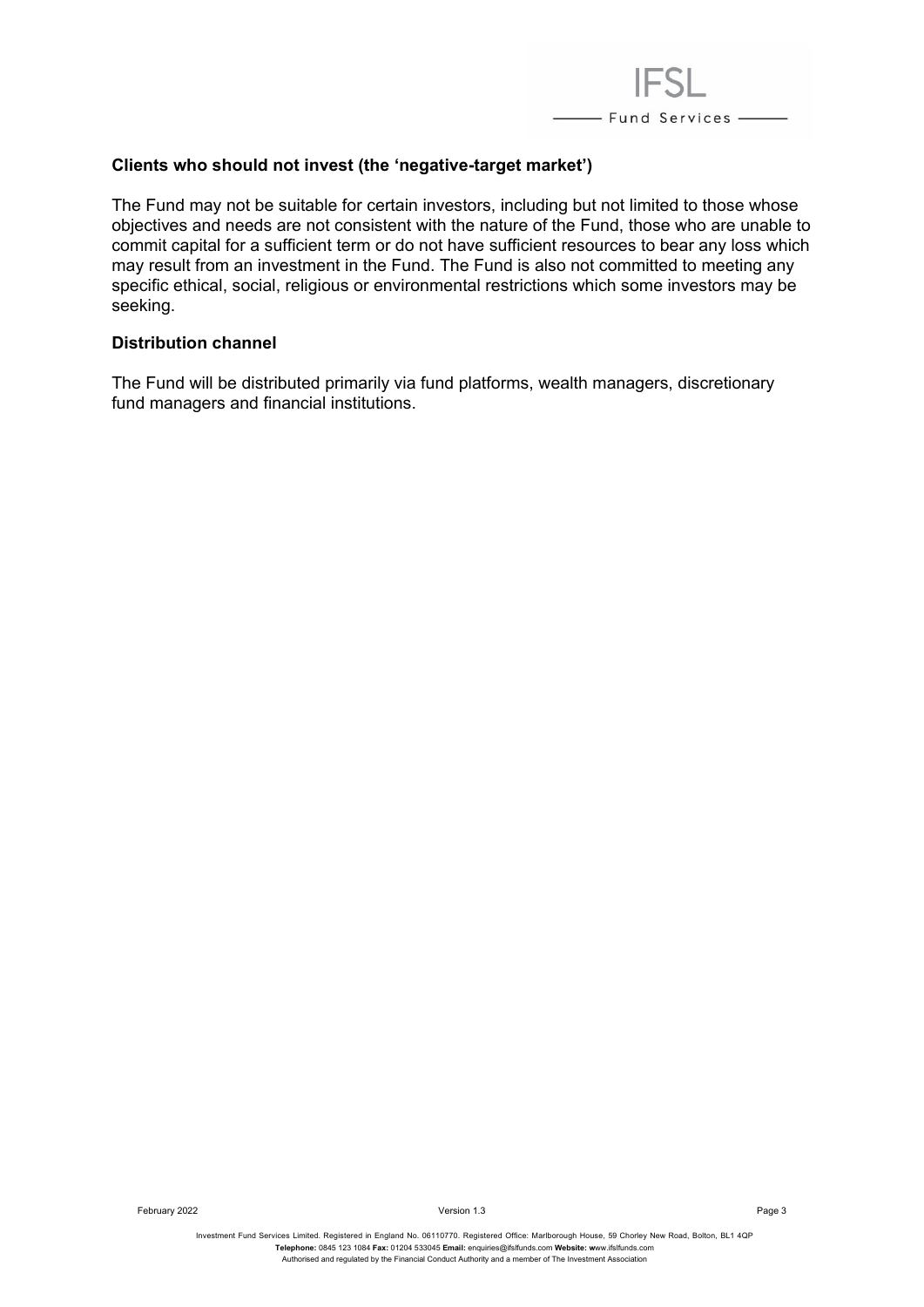**Clients who should not invest (the 'negative-target market')**

The Fund may not be suitable for certain investors, including but not limited to those whose objectives and needs are not consistent with the nature of the Fund, those who are unable to commit capital for a sufficient term or do not have sufficient resources to bear any loss which may result from an investment in the Fund. The Fund is also not committed to meeting any specific ethical, social, religious or environmental restrictions which some investors may be seeking.

**Distribution channel**

The Fund will be distributed primarily via fund platforms, wealth managers, discretionary fund managers and financial institutions.